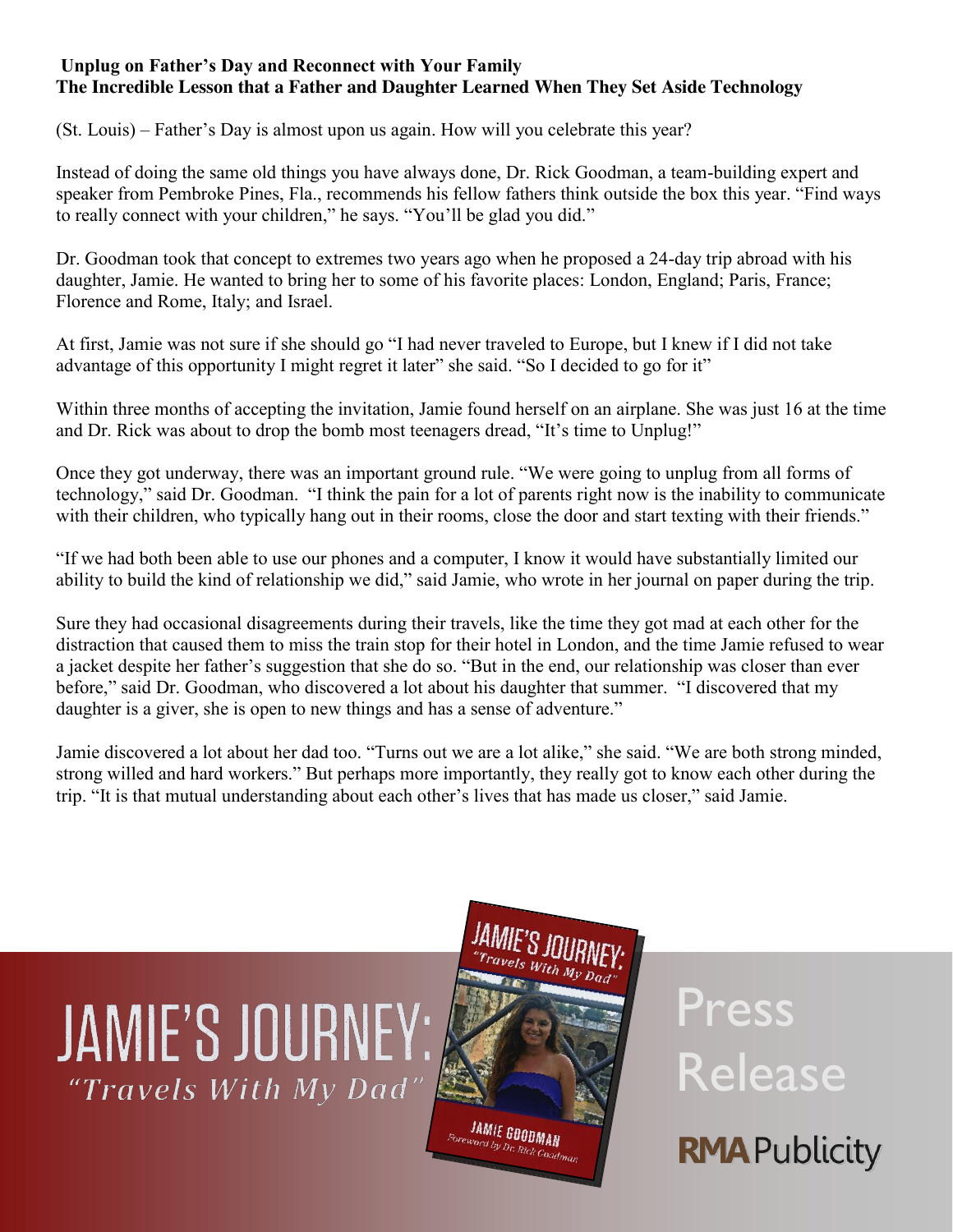**Unplug on Father's Day and Reconnect with Your Family**
**The Incredible Lesson that a Father and Daughter Learned When They Set Aside Technology**

(St. Louis) – Father's Day is almost upon us again. How will you celebrate this year?

Instead of doing the same old things you have always done, Dr. Rick Goodman, a team-building expert and speaker from Pembroke Pines, Fla., recommends his fellow fathers think outside the box this year. "Find ways to really connect with your children," he says. "You'll be glad you did."

Dr. Goodman took that concept to extremes two years ago when he proposed a 24-day trip abroad with his daughter, Jamie. He wanted to bring her to some of his favorite places: London, England; Paris, France; Florence and Rome, Italy; and Israel.

At first, Jamie was not sure if she should go "I had never traveled to Europe, but I knew if I did not take advantage of this opportunity I might regret it later" she said. "So I decided to go for it"

Within three months of accepting the invitation, Jamie found herself on an airplane. She was just 16 at the time and Dr. Rick was about to drop the bomb most teenagers dread, "It's time to Unplug!"

Once they got underway, there was an important ground rule. "We were going to unplug from all forms of technology," said Dr. Goodman. "I think the pain for a lot of parents right now is the inability to communicate with their children, who typically hang out in their rooms, close the door and start texting with their friends."

"If we had both been able to use our phones and a computer, I know it would have substantially limited our ability to build the kind of relationship we did," said Jamie, who wrote in her journal on paper during the trip.

Sure they had occasional disagreements during their travels, like the time they got mad at each other for the distraction that caused them to miss the train stop for their hotel in London, and the time Jamie refused to wear a jacket despite her father's suggestion that she do so. "But in the end, our relationship was closer than ever before," said Dr. Goodman, who discovered a lot about his daughter that summer. "I discovered that my daughter is a giver, she is open to new things and has a sense of adventure."

Jamie discovered a lot about her dad too. "Turns out we are a lot alike," she said. "We are both strong minded, strong willed and hard workers." But perhaps more importantly, they really got to know each other during the trip. "It is that mutual understanding about each other's lives that has made us closer," said Jamie.

JAMIE'S JOURNEY:
*"Travels With My Dad"*

Press Release

RMA Publicity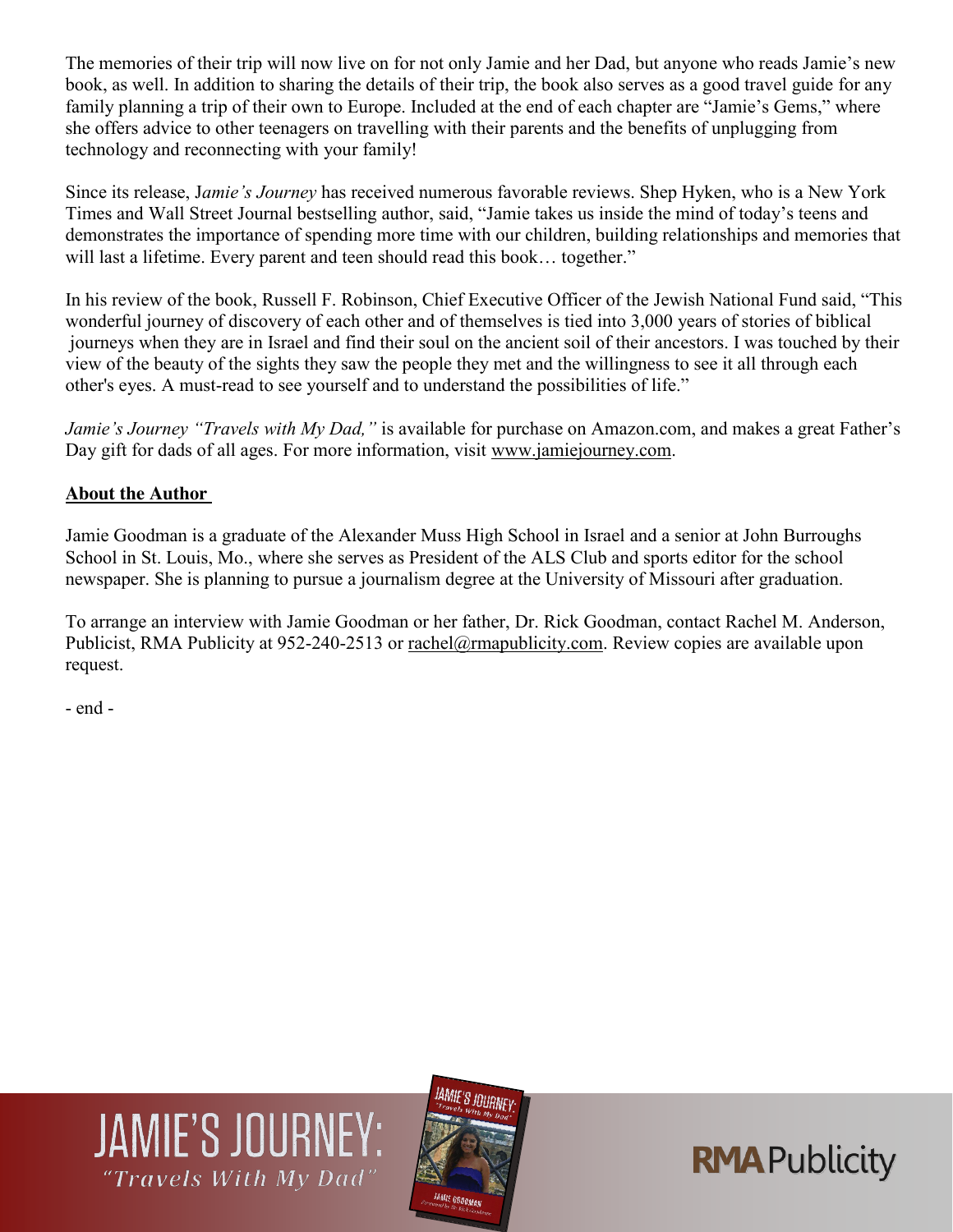The memories of their trip will now live on for not only Jamie and her Dad, but anyone who reads Jamie's new book, as well. In addition to sharing the details of their trip, the book also serves as a good travel guide for any family planning a trip of their own to Europe. Included at the end of each chapter are "Jamie's Gems," where she offers advice to other teenagers on travelling with their parents and the benefits of unplugging from technology and reconnecting with your family!

Since its release, J*amie's Journey* has received numerous favorable reviews. Shep Hyken, who is a New York Times and Wall Street Journal bestselling author, said, "Jamie takes us inside the mind of today's teens and demonstrates the importance of spending more time with our children, building relationships and memories that will last a lifetime. Every parent and teen should read this book… together."

In his review of the book, Russell F. Robinson, Chief Executive Officer of the Jewish National Fund said, "This wonderful journey of discovery of each other and of themselves is tied into 3,000 years of stories of biblical journeys when they are in Israel and find their soul on the ancient soil of their ancestors. I was touched by their view of the beauty of the sights they saw the people they met and the willingness to see it all through each other's eyes. A must-read to see yourself and to understand the possibilities of life."

*Jamie's Journey "Travels with My Dad,"* is available for purchase on Amazon.com, and makes a great Father's Day gift for dads of all ages. For more information, visit www.jamiejourney.com.

**About the Author**

Jamie Goodman is a graduate of the Alexander Muss High School in Israel and a senior at John Burroughs School in St. Louis, Mo., where she serves as President of the ALS Club and sports editor for the school newspaper. She is planning to pursue a journalism degree at the University of Missouri after graduation.

To arrange an interview with Jamie Goodman or her father, Dr. Rick Goodman, contact Rachel M. Anderson, Publicist, RMA Publicity at 952-240-2513 or rachel@rmapublicity.com. Review copies are available upon request.

- end -

JAMIE'S JOURNEY:
*"Travels With My Dad"*

RMA Publicity